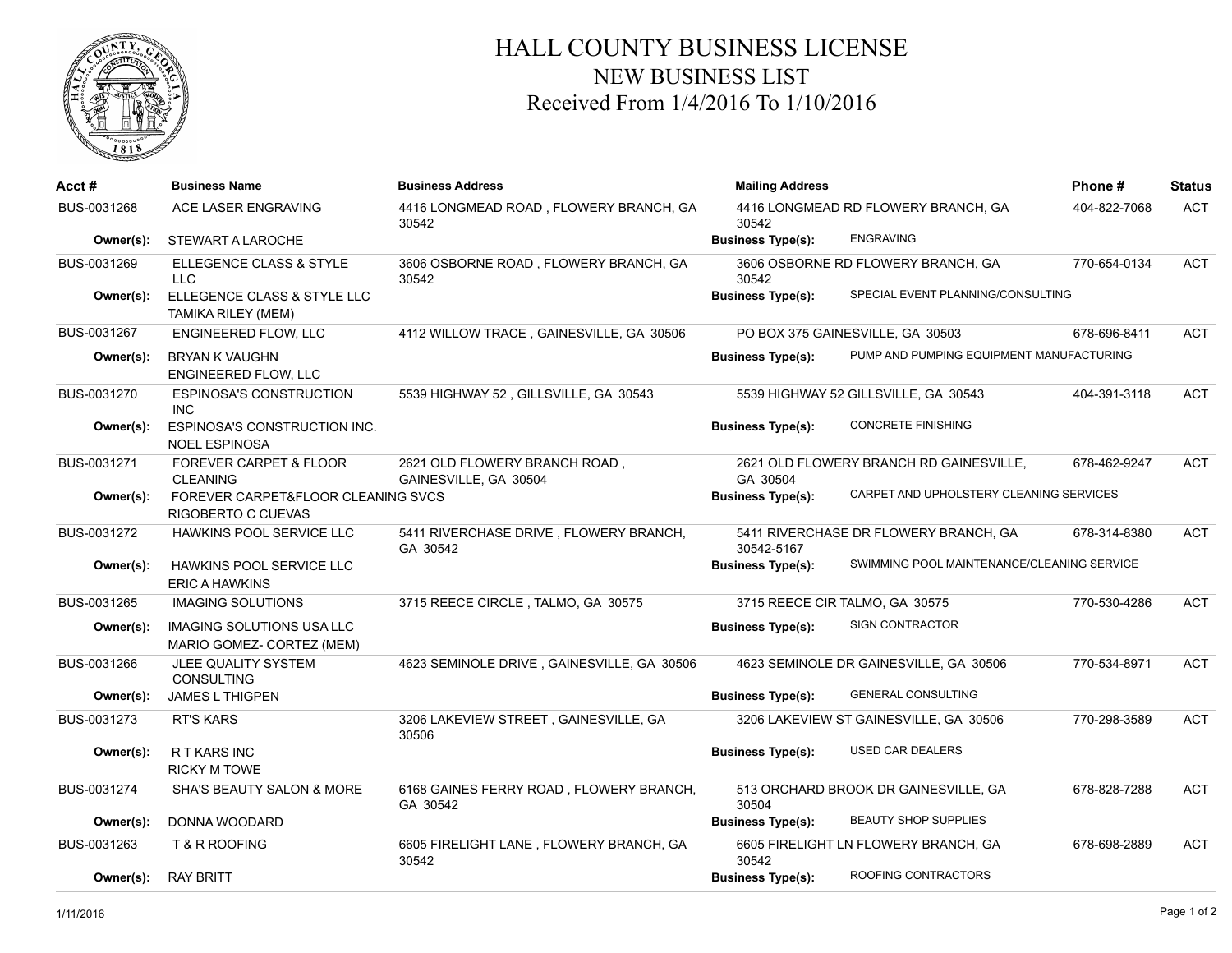# HALL COUNTY BUSINESS LICENSE
## NEW BUSINESS LIST
## Received From 1/4/2016 To 1/10/2016

| Acct # | Business Name | Business Address | Mailing Address | Phone # | Status |
|---|---|---|---|---|---|
| BUS-0031268 | ACE LASER ENGRAVING | 4416 LONGMEAD ROAD , FLOWERY BRANCH, GA 30542 | 4416 LONGMEAD RD FLOWERY BRANCH, GA 30542 | 404-822-7068 | ACT |
| **Owner(s):** | STEWART A LAROCHE | | **Business Type(s):** ENGRAVING | | |
| BUS-0031269 | ELLEGENCE CLASS & STYLE LLC | 3606 OSBORNE ROAD , FLOWERY BRANCH, GA 30542 | 3606 OSBORNE RD FLOWERY BRANCH, GA 30542 | 770-654-0134 | ACT |
| **Owner(s):** | ELLEGENCE CLASS & STYLE LLC<br>TAMIKA RILEY (MEM) | | **Business Type(s):** SPECIAL EVENT PLANNING/CONSULTING | | |
| BUS-0031267 | ENGINEERED FLOW, LLC | 4112 WILLOW TRACE , GAINESVILLE, GA 30506 | PO BOX 375 GAINESVILLE, GA 30503 | 678-696-8411 | ACT |
| **Owner(s):** | BRYAN K VAUGHN<br>ENGINEERED FLOW, LLC | | **Business Type(s):** PUMP AND PUMPING EQUIPMENT MANUFACTURING | | |
| BUS-0031270 | ESPINOSA'S CONSTRUCTION INC | 5539 HIGHWAY 52 , GILLSVILLE, GA 30543 | 5539 HIGHWAY 52 GILLSVILLE, GA 30543 | 404-391-3118 | ACT |
| **Owner(s):** | ESPINOSA'S CONSTRUCTION INC.<br>NOEL ESPINOSA | | **Business Type(s):** CONCRETE FINISHING | | |
| BUS-0031271 | FOREVER CARPET & FLOOR CLEANING | 2621 OLD FLOWERY BRANCH ROAD , GAINESVILLE, GA 30504 | 2621 OLD FLOWERY BRANCH RD GAINESVILLE, GA 30504 | 678-462-9247 | ACT |
| **Owner(s):** | FOREVER CARPET&FLOOR CLEANING SVCS<br>RIGOBERTO C CUEVAS | | **Business Type(s):** CARPET AND UPHOLSTERY CLEANING SERVICES | | |
| BUS-0031272 | HAWKINS POOL SERVICE LLC | 5411 RIVERCHASE DRIVE , FLOWERY BRANCH, GA 30542 | 5411 RIVERCHASE DR FLOWERY BRANCH, GA 30542-5167 | 678-314-8380 | ACT |
| **Owner(s):** | HAWKINS POOL SERVICE LLC<br>ERIC A HAWKINS | | **Business Type(s):** SWIMMING POOL MAINTENANCE/CLEANING SERVICE | | |
| BUS-0031265 | IMAGING SOLUTIONS | 3715 REECE CIRCLE , TALMO, GA 30575 | 3715 REECE CIR TALMO, GA 30575 | 770-530-4286 | ACT |
| **Owner(s):** | IMAGING SOLUTIONS USA LLC<br>MARIO GOMEZ- CORTEZ (MEM) | | **Business Type(s):** SIGN CONTRACTOR | | |
| BUS-0031266 | JLEE QUALITY SYSTEM CONSULTING | 4623 SEMINOLE DRIVE , GAINESVILLE, GA 30506 | 4623 SEMINOLE DR GAINESVILLE, GA 30506 | 770-534-8971 | ACT |
| **Owner(s):** | JAMES L THIGPEN | | **Business Type(s):** GENERAL CONSULTING | | |
| BUS-0031273 | RT'S KARS | 3206 LAKEVIEW STREET , GAINESVILLE, GA 30506 | 3206 LAKEVIEW ST GAINESVILLE, GA 30506 | 770-298-3589 | ACT |
| **Owner(s):** | R T KARS INC<br>RICKY M TOWE | | **Business Type(s):** USED CAR DEALERS | | |
| BUS-0031274 | SHA'S BEAUTY SALON & MORE | 6168 GAINES FERRY ROAD , FLOWERY BRANCH, GA 30542 | 513 ORCHARD BROOK DR GAINESVILLE, GA 30504 | 678-828-7288 | ACT |
| **Owner(s):** | DONNA WOODARD | | **Business Type(s):** BEAUTY SHOP SUPPLIES | | |
| BUS-0031263 | T & R ROOFING | 6605 FIRELIGHT LANE , FLOWERY BRANCH, GA 30542 | 6605 FIRELIGHT LN FLOWERY BRANCH, GA 30542 | 678-698-2889 | ACT |
| **Owner(s):** | RAY BRITT | | **Business Type(s):** ROOFING CONTRACTORS | | |

1/11/2016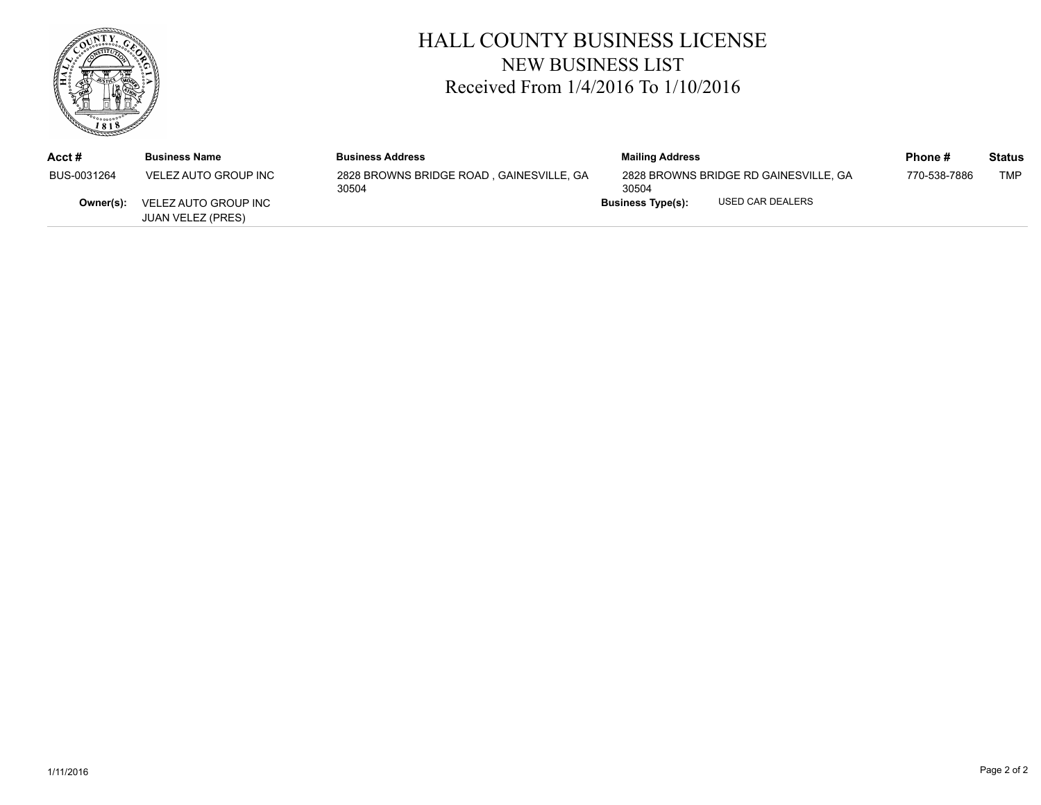# HALL COUNTY BUSINESS LICENSE

## NEW BUSINESS LIST

## Received From 1/4/2016 To 1/10/2016

| Acct # | Business Name | Business Address | Mailing Address | Phone # | Status |
|---|---|---|---|---|---|
| BUS-0031264 | VELEZ AUTO GROUP INC | 2828 BROWNS BRIDGE ROAD , GAINESVILLE, GA 30504 | 2828 BROWNS BRIDGE RD GAINESVILLE, GA 30504 | 770-538-7886 | TMP |
| **Owner(s):** | VELEZ AUTO GROUP INC<br>JUAN VELEZ (PRES) | | **Business Type(s):** USED CAR DEALERS | | |

1/11/2016